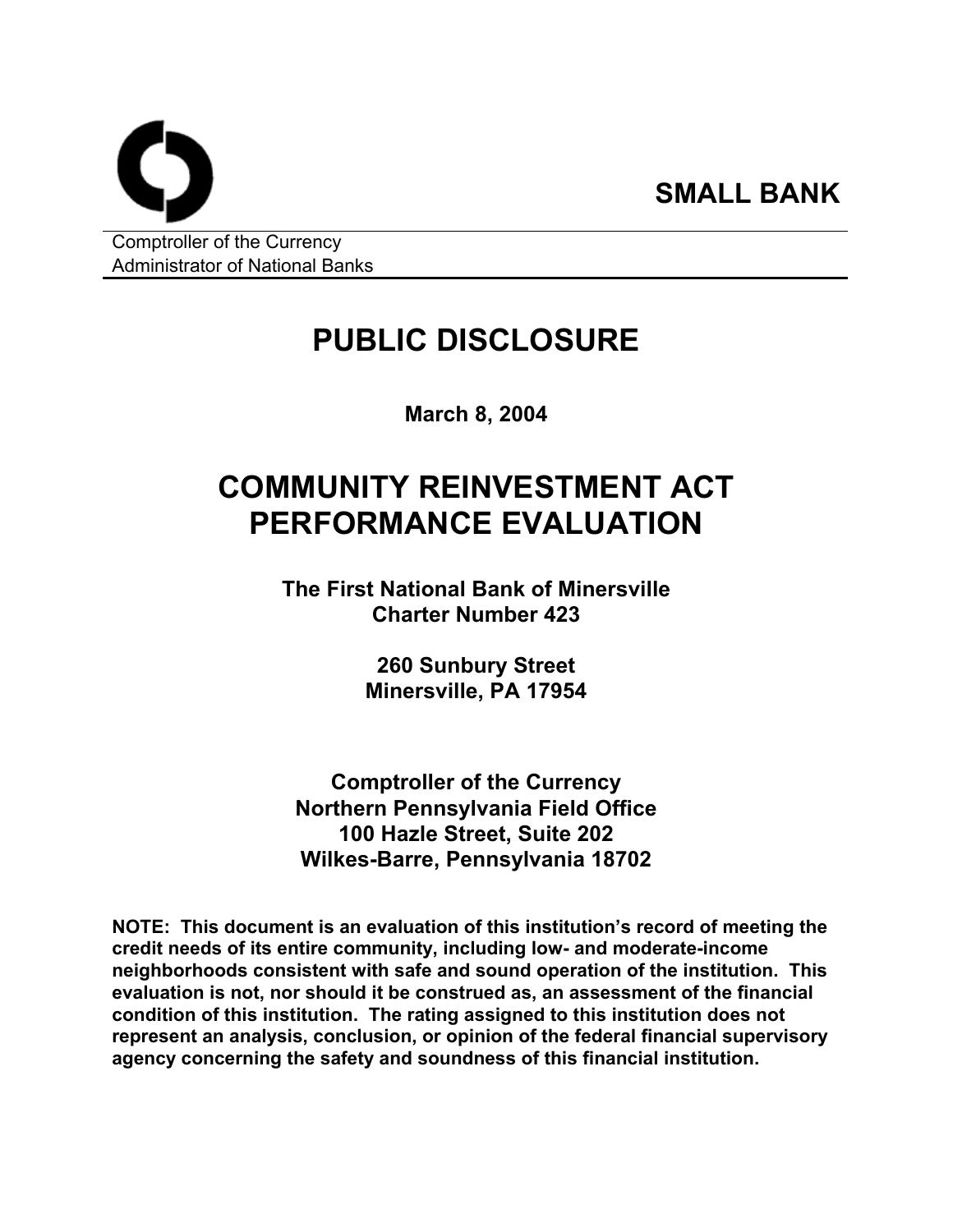**SMALL BANK**

Comptroller of the Currency
Administrator of National Banks

# PUBLIC DISCLOSURE

**March 8, 2004**

# COMMUNITY REINVESTMENT ACT PERFORMANCE EVALUATION

**The First National Bank of Minersville**
**Charter Number 423**

**260 Sunbury Street**
**Minersville, PA 17954**

**Comptroller of the Currency**
**Northern Pennsylvania Field Office**
**100 Hazle Street, Suite 202**
**Wilkes-Barre, Pennsylvania 18702**

**NOTE: This document is an evaluation of this institution's record of meeting the credit needs of its entire community, including low- and moderate-income neighborhoods consistent with safe and sound operation of the institution. This evaluation is not, nor should it be construed as, an assessment of the financial condition of this institution. The rating assigned to this institution does not represent an analysis, conclusion, or opinion of the federal financial supervisory agency concerning the safety and soundness of this financial institution.**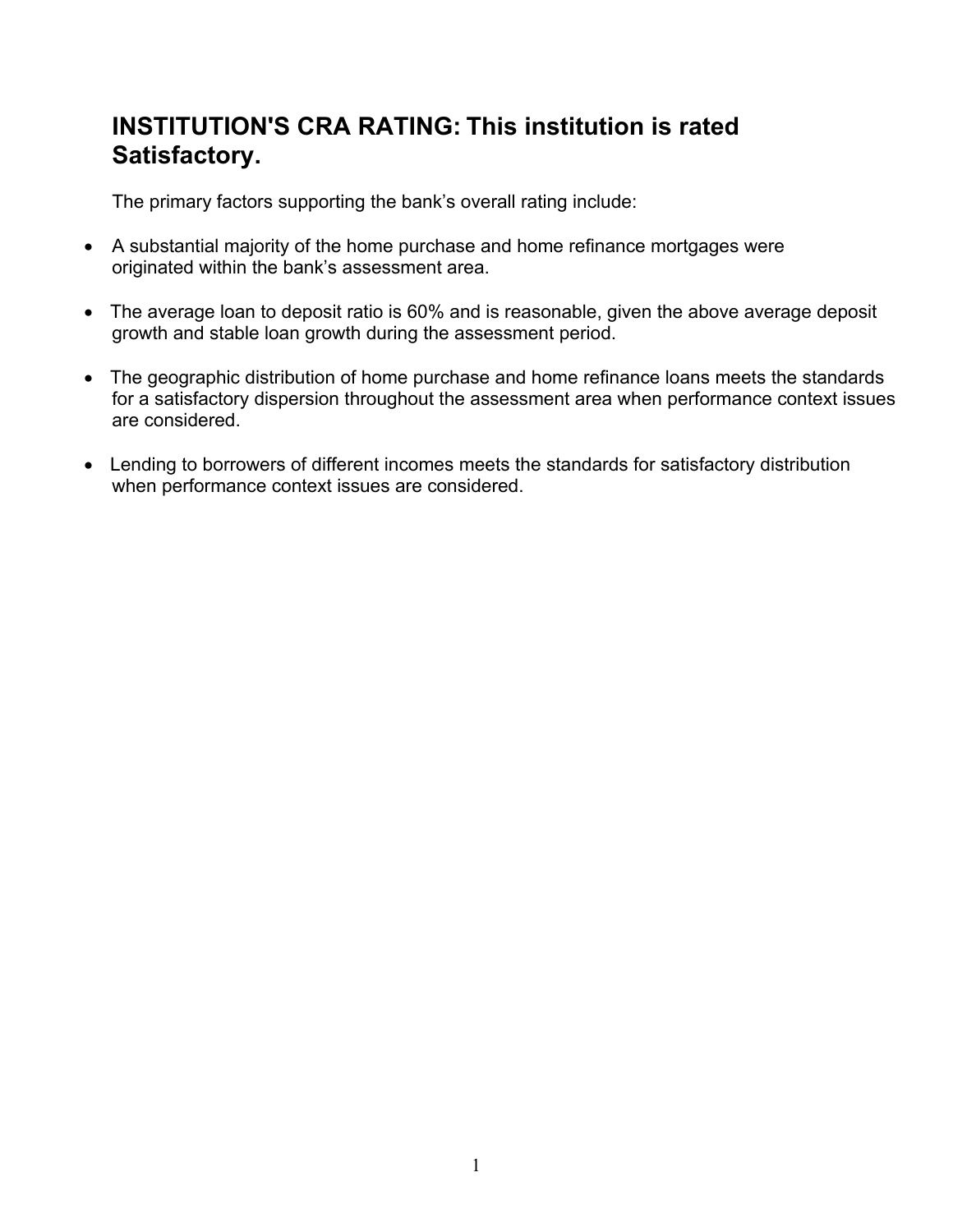## INSTITUTION'S CRA RATING: This institution is rated Satisfactory.

The primary factors supporting the bank's overall rating include:

- A substantial majority of the home purchase and home refinance mortgages were originated within the bank's assessment area.
- The average loan to deposit ratio is 60% and is reasonable, given the above average deposit growth and stable loan growth during the assessment period.
- The geographic distribution of home purchase and home refinance loans meets the standards for a satisfactory dispersion throughout the assessment area when performance context issues are considered.
- Lending to borrowers of different incomes meets the standards for satisfactory distribution when performance context issues are considered.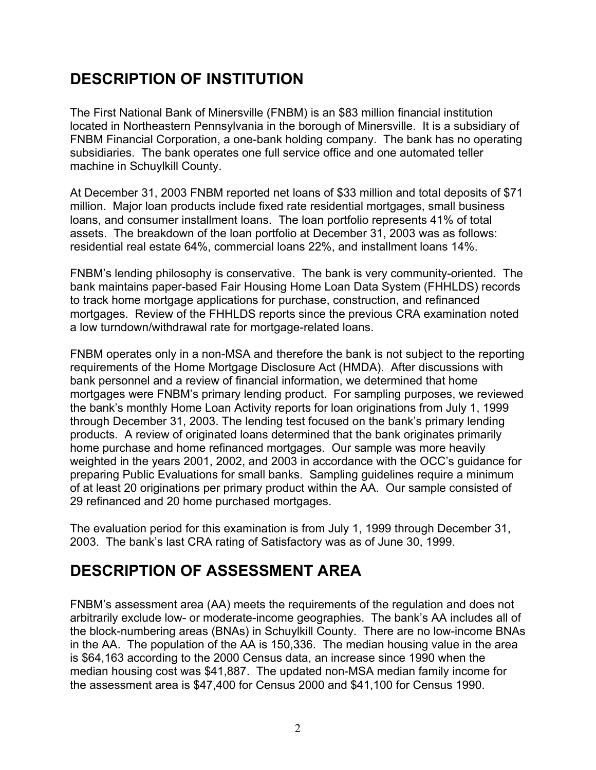# DESCRIPTION OF INSTITUTION

The First National Bank of Minersville (FNBM) is an $83 million financial institution located in Northeastern Pennsylvania in the borough of Minersville. It is a subsidiary of FNBM Financial Corporation, a one-bank holding company. The bank has no operating subsidiaries. The bank operates one full service office and one automated teller machine in Schuylkill County.

At December 31, 2003 FNBM reported net loans of $33 million and total deposits of $71 million. Major loan products include fixed rate residential mortgages, small business loans, and consumer installment loans. The loan portfolio represents 41% of total assets. The breakdown of the loan portfolio at December 31, 2003 was as follows: residential real estate 64%, commercial loans 22%, and installment loans 14%.

FNBM's lending philosophy is conservative. The bank is very community-oriented. The bank maintains paper-based Fair Housing Home Loan Data System (FHHLDS) records to track home mortgage applications for purchase, construction, and refinanced mortgages. Review of the FHHLDS reports since the previous CRA examination noted a low turndown/withdrawal rate for mortgage-related loans.

FNBM operates only in a non-MSA and therefore the bank is not subject to the reporting requirements of the Home Mortgage Disclosure Act (HMDA). After discussions with bank personnel and a review of financial information, we determined that home mortgages were FNBM's primary lending product. For sampling purposes, we reviewed the bank's monthly Home Loan Activity reports for loan originations from July 1, 1999 through December 31, 2003. The lending test focused on the bank's primary lending products. A review of originated loans determined that the bank originates primarily home purchase and home refinanced mortgages. Our sample was more heavily weighted in the years 2001, 2002, and 2003 in accordance with the OCC's guidance for preparing Public Evaluations for small banks. Sampling guidelines require a minimum of at least 20 originations per primary product within the AA. Our sample consisted of 29 refinanced and 20 home purchased mortgages.

The evaluation period for this examination is from July 1, 1999 through December 31, 2003. The bank's last CRA rating of Satisfactory was as of June 30, 1999.

# DESCRIPTION OF ASSESSMENT AREA

FNBM's assessment area (AA) meets the requirements of the regulation and does not arbitrarily exclude low- or moderate-income geographies. The bank's AA includes all of the block-numbering areas (BNAs) in Schuylkill County. There are no low-income BNAs in the AA. The population of the AA is 150,336. The median housing value in the area is $64,163 according to the 2000 Census data, an increase since 1990 when the median housing cost was $41,887. The updated non-MSA median family income for the assessment area is $47,400 for Census 2000 and $41,100 for Census 1990.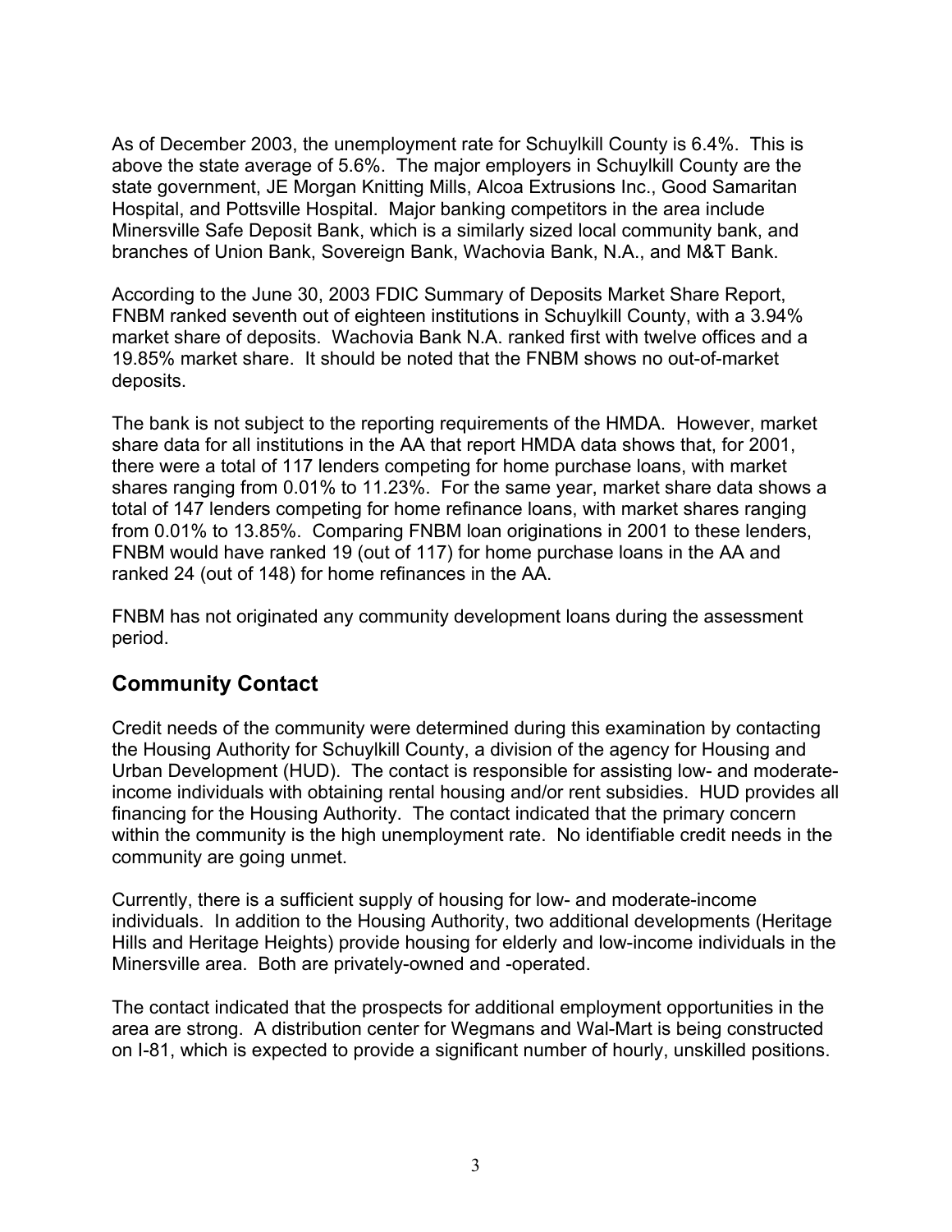As of December 2003, the unemployment rate for Schuylkill County is 6.4%. This is above the state average of 5.6%. The major employers in Schuylkill County are the state government, JE Morgan Knitting Mills, Alcoa Extrusions Inc., Good Samaritan Hospital, and Pottsville Hospital. Major banking competitors in the area include Minersville Safe Deposit Bank, which is a similarly sized local community bank, and branches of Union Bank, Sovereign Bank, Wachovia Bank, N.A., and M&T Bank.

According to the June 30, 2003 FDIC Summary of Deposits Market Share Report, FNBM ranked seventh out of eighteen institutions in Schuylkill County, with a 3.94% market share of deposits. Wachovia Bank N.A. ranked first with twelve offices and a 19.85% market share. It should be noted that the FNBM shows no out-of-market deposits.

The bank is not subject to the reporting requirements of the HMDA. However, market share data for all institutions in the AA that report HMDA data shows that, for 2001, there were a total of 117 lenders competing for home purchase loans, with market shares ranging from 0.01% to 11.23%. For the same year, market share data shows a total of 147 lenders competing for home refinance loans, with market shares ranging from 0.01% to 13.85%. Comparing FNBM loan originations in 2001 to these lenders, FNBM would have ranked 19 (out of 117) for home purchase loans in the AA and ranked 24 (out of 148) for home refinances in the AA.

FNBM has not originated any community development loans during the assessment period.

## Community Contact

Credit needs of the community were determined during this examination by contacting the Housing Authority for Schuylkill County, a division of the agency for Housing and Urban Development (HUD). The contact is responsible for assisting low- and moderate-income individuals with obtaining rental housing and/or rent subsidies. HUD provides all financing for the Housing Authority. The contact indicated that the primary concern within the community is the high unemployment rate. No identifiable credit needs in the community are going unmet.

Currently, there is a sufficient supply of housing for low- and moderate-income individuals. In addition to the Housing Authority, two additional developments (Heritage Hills and Heritage Heights) provide housing for elderly and low-income individuals in the Minersville area. Both are privately-owned and -operated.

The contact indicated that the prospects for additional employment opportunities in the area are strong. A distribution center for Wegmans and Wal-Mart is being constructed on I-81, which is expected to provide a significant number of hourly, unskilled positions.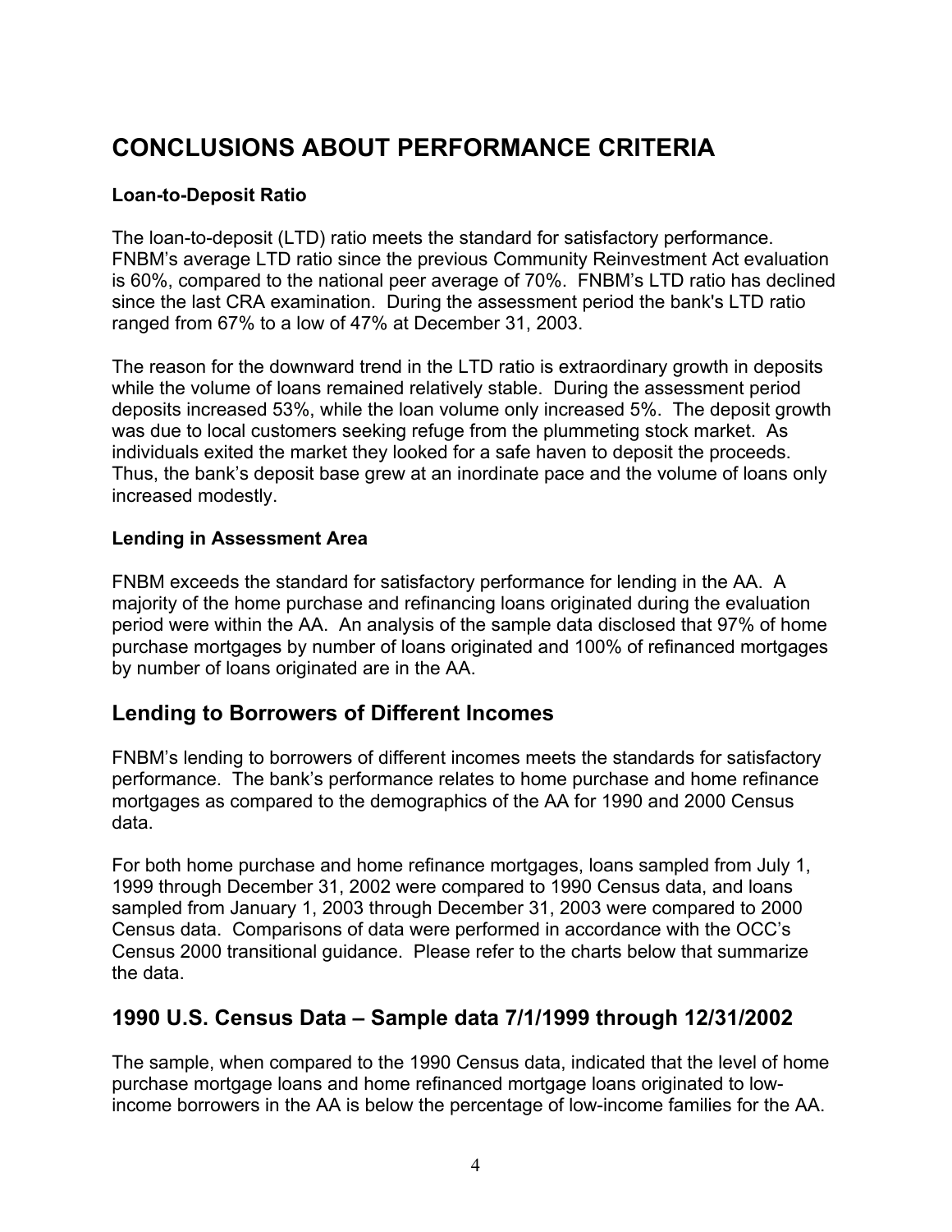# CONCLUSIONS ABOUT PERFORMANCE CRITERIA

**Loan-to-Deposit Ratio**

The loan-to-deposit (LTD) ratio meets the standard for satisfactory performance. FNBM's average LTD ratio since the previous Community Reinvestment Act evaluation is 60%, compared to the national peer average of 70%. FNBM's LTD ratio has declined since the last CRA examination. During the assessment period the bank's LTD ratio ranged from 67% to a low of 47% at December 31, 2003.

The reason for the downward trend in the LTD ratio is extraordinary growth in deposits while the volume of loans remained relatively stable. During the assessment period deposits increased 53%, while the loan volume only increased 5%. The deposit growth was due to local customers seeking refuge from the plummeting stock market. As individuals exited the market they looked for a safe haven to deposit the proceeds. Thus, the bank's deposit base grew at an inordinate pace and the volume of loans only increased modestly.

**Lending in Assessment Area**

FNBM exceeds the standard for satisfactory performance for lending in the AA. A majority of the home purchase and refinancing loans originated during the evaluation period were within the AA. An analysis of the sample data disclosed that 97% of home purchase mortgages by number of loans originated and 100% of refinanced mortgages by number of loans originated are in the AA.

## Lending to Borrowers of Different Incomes

FNBM's lending to borrowers of different incomes meets the standards for satisfactory performance. The bank's performance relates to home purchase and home refinance mortgages as compared to the demographics of the AA for 1990 and 2000 Census data.

For both home purchase and home refinance mortgages, loans sampled from July 1, 1999 through December 31, 2002 were compared to 1990 Census data, and loans sampled from January 1, 2003 through December 31, 2003 were compared to 2000 Census data. Comparisons of data were performed in accordance with the OCC's Census 2000 transitional guidance. Please refer to the charts below that summarize the data.

## 1990 U.S. Census Data – Sample data 7/1/1999 through 12/31/2002

The sample, when compared to the 1990 Census data, indicated that the level of home purchase mortgage loans and home refinanced mortgage loans originated to low-income borrowers in the AA is below the percentage of low-income families for the AA.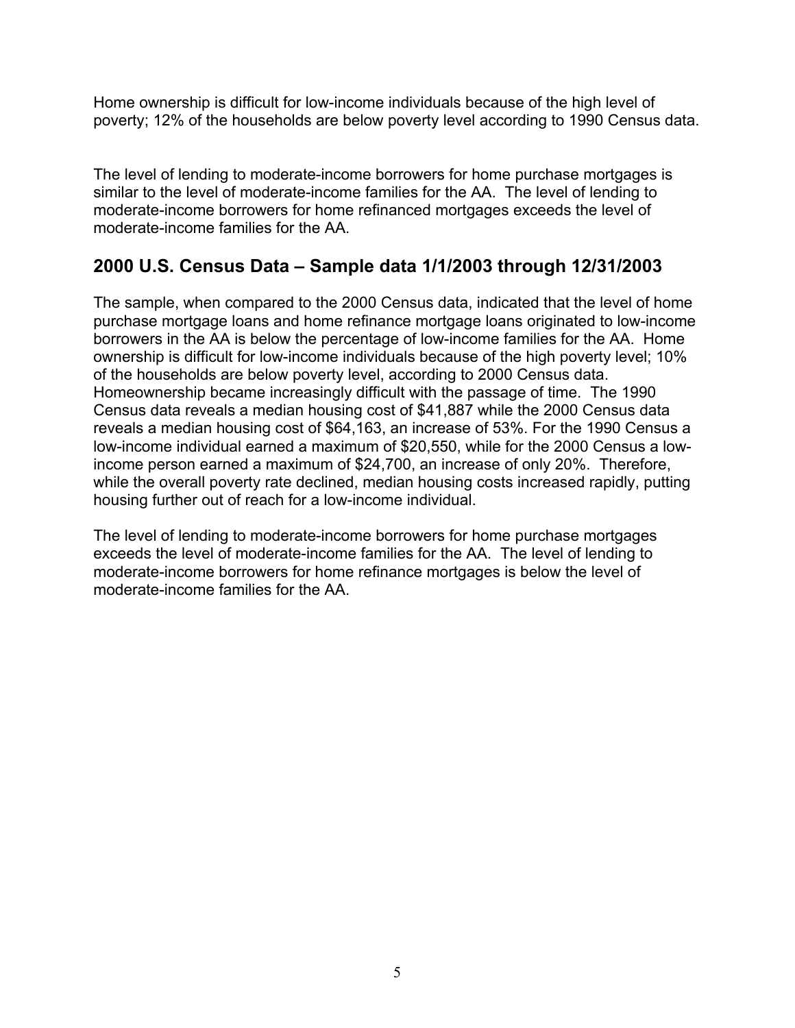Home ownership is difficult for low-income individuals because of the high level of poverty; 12% of the households are below poverty level according to 1990 Census data.

The level of lending to moderate-income borrowers for home purchase mortgages is similar to the level of moderate-income families for the AA. The level of lending to moderate-income borrowers for home refinanced mortgages exceeds the level of moderate-income families for the AA.

## 2000 U.S. Census Data – Sample data 1/1/2003 through 12/31/2003

The sample, when compared to the 2000 Census data, indicated that the level of home purchase mortgage loans and home refinance mortgage loans originated to low-income borrowers in the AA is below the percentage of low-income families for the AA. Home ownership is difficult for low-income individuals because of the high poverty level; 10% of the households are below poverty level, according to 2000 Census data. Homeownership became increasingly difficult with the passage of time. The 1990 Census data reveals a median housing cost of $41,887 while the 2000 Census data reveals a median housing cost of $64,163, an increase of 53%. For the 1990 Census a low-income individual earned a maximum of $20,550, while for the 2000 Census a low-income person earned a maximum of $24,700, an increase of only 20%. Therefore, while the overall poverty rate declined, median housing costs increased rapidly, putting housing further out of reach for a low-income individual.

The level of lending to moderate-income borrowers for home purchase mortgages exceeds the level of moderate-income families for the AA. The level of lending to moderate-income borrowers for home refinance mortgages is below the level of moderate-income families for the AA.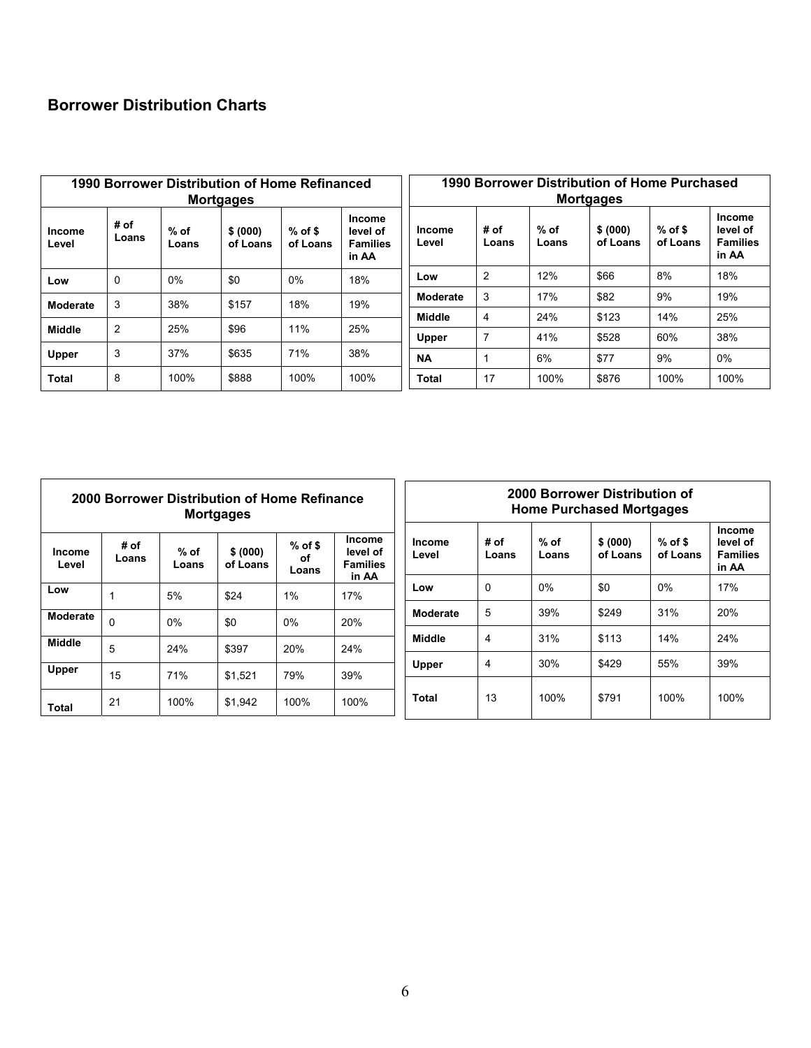## Borrower Distribution Charts

| 1990 Borrower Distribution of Home Refinanced Mortgages | | | | | |
|---|---|---|---|---|---|
| Income Level | # of Loans | % of Loans | \$ (000) of Loans | % of \$ of Loans | Income level of Families in AA |
| Low | 0 | 0% | \$0 | 0% | 18% |
| Moderate | 3 | 38% | \$157 | 18% | 19% |
| Middle | 2 | 25% | \$96 | 11% | 25% |
| Upper | 3 | 37% | \$635 | 71% | 38% |
| Total | 8 | 100% | \$888 | 100% | 100% |

| 1990 Borrower Distribution of Home Purchased Mortgages | | | | | |
|---|---|---|---|---|---|
| Income Level | # of Loans | % of Loans | \$ (000) of Loans | % of \$ of Loans | Income level of Families in AA |
| Low | 2 | 12% | \$66 | 8% | 18% |
| Moderate | 3 | 17% | \$82 | 9% | 19% |
| Middle | 4 | 24% | \$123 | 14% | 25% |
| Upper | 7 | 41% | \$528 | 60% | 38% |
| NA | 1 | 6% | \$77 | 9% | 0% |
| Total | 17 | 100% | \$876 | 100% | 100% |

| 2000 Borrower Distribution of Home Refinance Mortgages | | | | | |
|---|---|---|---|---|---|
| Income Level | # of Loans | % of Loans | \$ (000) of Loans | % of \$ of Loans | Income level of Families in AA |
| Low | 1 | 5% | \$24 | 1% | 17% |
| Moderate | 0 | 0% | \$0 | 0% | 20% |
| Middle | 5 | 24% | \$397 | 20% | 24% |
| Upper | 15 | 71% | \$1,521 | 79% | 39% |
| Total | 21 | 100% | \$1,942 | 100% | 100% |

| 2000 Borrower Distribution of Home Purchased Mortgages | | | | | |
|---|---|---|---|---|---|
| Income Level | # of Loans | % of Loans | \$ (000) of Loans | % of \$ of Loans | Income level of Families in AA |
| Low | 0 | 0% | \$0 | 0% | 17% |
| Moderate | 5 | 39% | \$249 | 31% | 20% |
| Middle | 4 | 31% | \$113 | 14% | 24% |
| Upper | 4 | 30% | \$429 | 55% | 39% |
| Total | 13 | 100% | \$791 | 100% | 100% |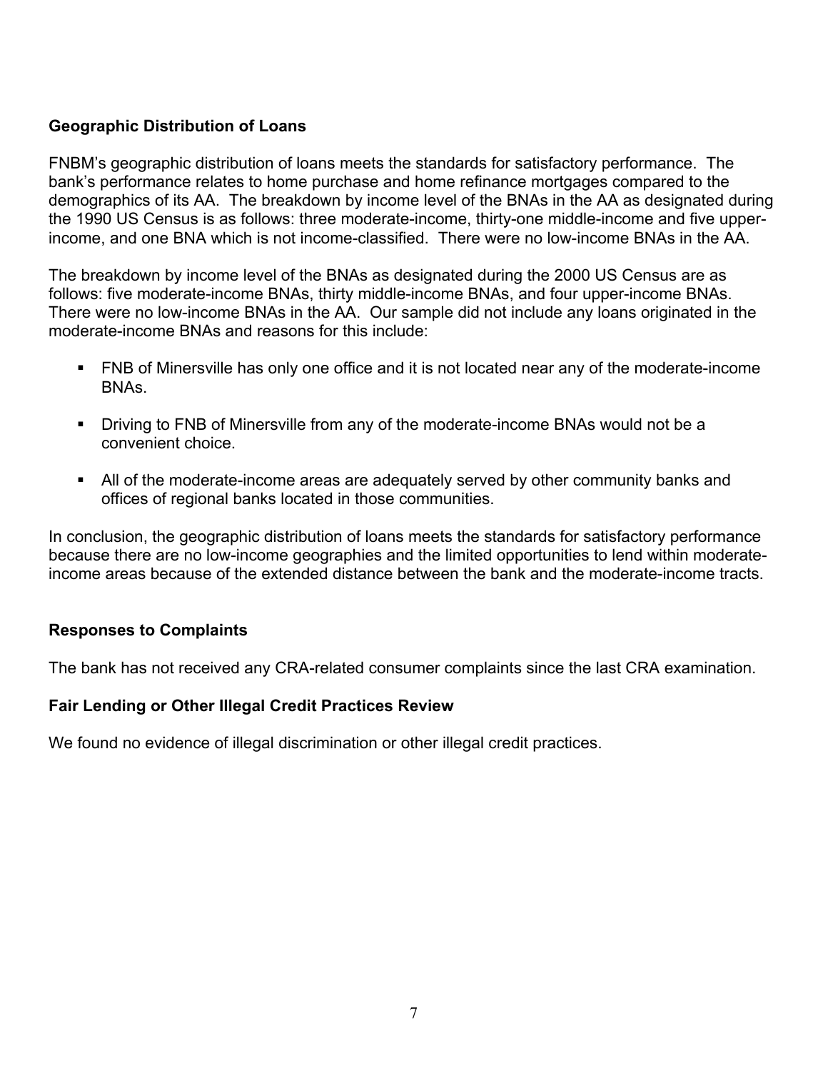### Geographic Distribution of Loans

FNBM's geographic distribution of loans meets the standards for satisfactory performance. The bank's performance relates to home purchase and home refinance mortgages compared to the demographics of its AA. The breakdown by income level of the BNAs in the AA as designated during the 1990 US Census is as follows: three moderate-income, thirty-one middle-income and five upper-income, and one BNA which is not income-classified. There were no low-income BNAs in the AA.

The breakdown by income level of the BNAs as designated during the 2000 US Census are as follows: five moderate-income BNAs, thirty middle-income BNAs, and four upper-income BNAs. There were no low-income BNAs in the AA. Our sample did not include any loans originated in the moderate-income BNAs and reasons for this include:

- FNB of Minersville has only one office and it is not located near any of the moderate-income BNAs.
- Driving to FNB of Minersville from any of the moderate-income BNAs would not be a convenient choice.
- All of the moderate-income areas are adequately served by other community banks and offices of regional banks located in those communities.

In conclusion, the geographic distribution of loans meets the standards for satisfactory performance because there are no low-income geographies and the limited opportunities to lend within moderate-income areas because of the extended distance between the bank and the moderate-income tracts.

### Responses to Complaints

The bank has not received any CRA-related consumer complaints since the last CRA examination.

### Fair Lending or Other Illegal Credit Practices Review

We found no evidence of illegal discrimination or other illegal credit practices.